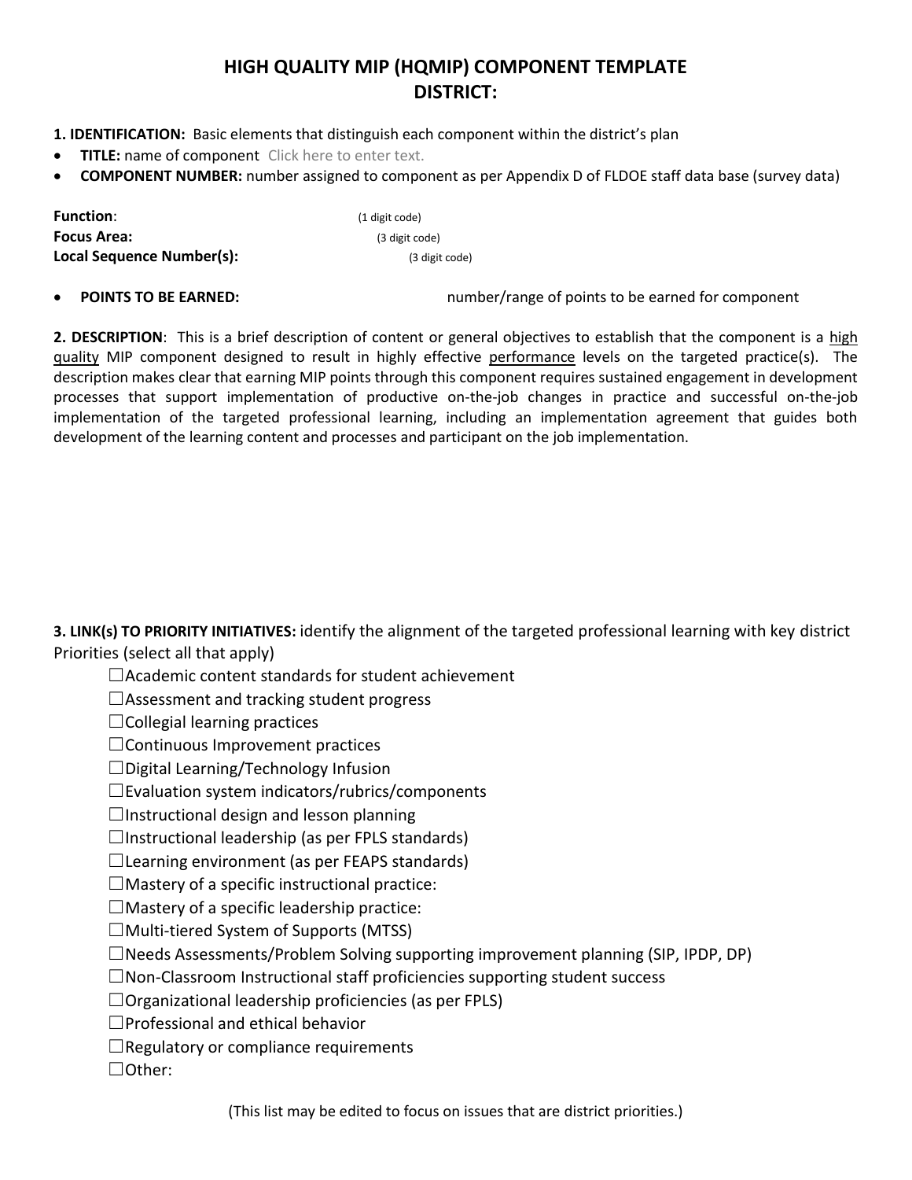# HIGH QUALITY MIP (HQMIP) COMPONENT TEMPLATE
# DISTRICT:

**1. IDENTIFICATION:** Basic elements that distinguish each component within the district's plan

- **TITLE:** name of component Click here to enter text.
- **COMPONENT NUMBER:** number assigned to component as per Appendix D of FLDOE staff data base (survey data)

**Function**: (1 digit code)
**Focus Area:** (3 digit code)
**Local Sequence Number(s):** (3 digit code)

- **POINTS TO BE EARNED:** number/range of points to be earned for component

**2. DESCRIPTION**: This is a brief description of content or general objectives to establish that the component is a high quality MIP component designed to result in highly effective performance levels on the targeted practice(s). The description makes clear that earning MIP points through this component requires sustained engagement in development processes that support implementation of productive on-the-job changes in practice and successful on-the-job implementation of the targeted professional learning, including an implementation agreement that guides both development of the learning content and processes and participant on the job implementation.

**3. LINK(s) TO PRIORITY INITIATIVES:** identify the alignment of the targeted professional learning with key district Priorities (select all that apply)

☐Academic content standards for student achievement
☐Assessment and tracking student progress
☐Collegial learning practices
☐Continuous Improvement practices
☐Digital Learning/Technology Infusion
☐Evaluation system indicators/rubrics/components
☐Instructional design and lesson planning
☐Instructional leadership (as per FPLS standards)
☐Learning environment (as per FEAPS standards)
☐Mastery of a specific instructional practice:
☐Mastery of a specific leadership practice:
☐Multi-tiered System of Supports (MTSS)
☐Needs Assessments/Problem Solving supporting improvement planning (SIP, IPDP, DP)
☐Non-Classroom Instructional staff proficiencies supporting student success
☐Organizational leadership proficiencies (as per FPLS)
☐Professional and ethical behavior
☐Regulatory or compliance requirements
☐Other:

(This list may be edited to focus on issues that are district priorities.)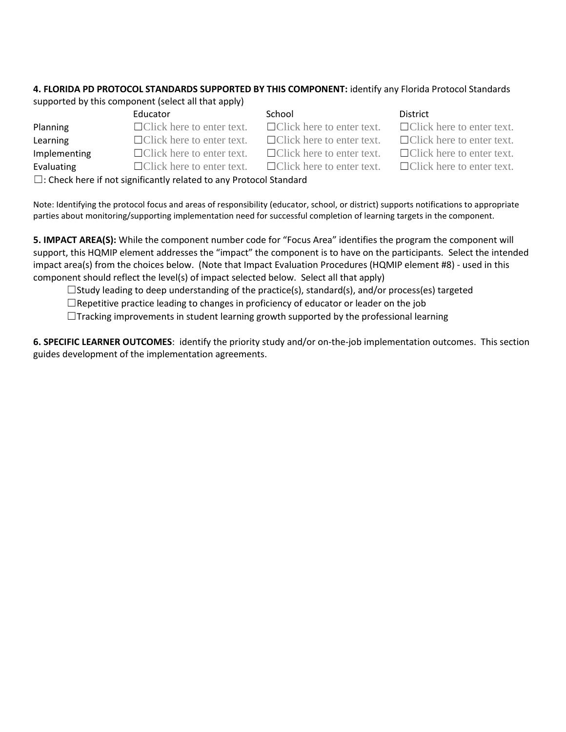**4. FLORIDA PD PROTOCOL STANDARDS SUPPORTED BY THIS COMPONENT:** identify any Florida Protocol Standards supported by this component (select all that apply)

| | Educator | School | District |
|---|---|---|---|
| Planning | ☐Click here to enter text. | ☐Click here to enter text. | ☐Click here to enter text. |
| Learning | ☐Click here to enter text. | ☐Click here to enter text. | ☐Click here to enter text. |
| Implementing | ☐Click here to enter text. | ☐Click here to enter text. | ☐Click here to enter text. |
| Evaluating | ☐Click here to enter text. | ☐Click here to enter text. | ☐Click here to enter text. |

☐: Check here if not significantly related to any Protocol Standard

Note: Identifying the protocol focus and areas of responsibility (educator, school, or district) supports notifications to appropriate parties about monitoring/supporting implementation need for successful completion of learning targets in the component.

**5. IMPACT AREA(S):** While the component number code for "Focus Area" identifies the program the component will support, this HQMIP element addresses the "impact" the component is to have on the participants. Select the intended impact area(s) from the choices below. (Note that Impact Evaluation Procedures (HQMIP element #8) - used in this component should reflect the level(s) of impact selected below. Select all that apply)

☐Study leading to deep understanding of the practice(s), standard(s), and/or process(es) targeted

☐Repetitive practice leading to changes in proficiency of educator or leader on the job

☐Tracking improvements in student learning growth supported by the professional learning

**6. SPECIFIC LEARNER OUTCOMES**: identify the priority study and/or on-the-job implementation outcomes. This section guides development of the implementation agreements.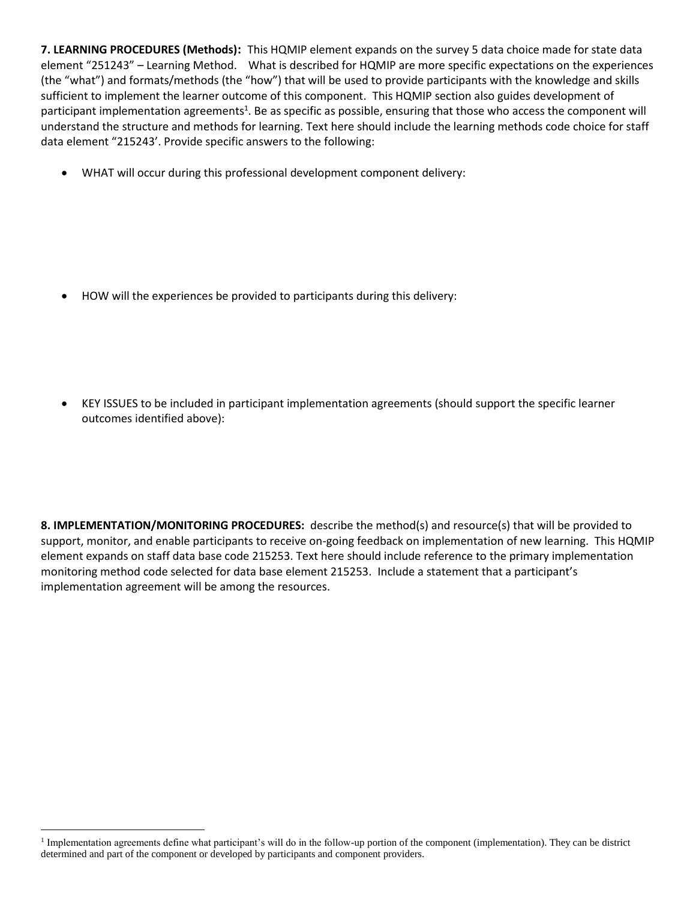**7. LEARNING PROCEDURES (Methods):** This HQMIP element expands on the survey 5 data choice made for state data element "251243" – Learning Method. What is described for HQMIP are more specific expectations on the experiences (the "what") and formats/methods (the "how") that will be used to provide participants with the knowledge and skills sufficient to implement the learner outcome of this component. This HQMIP section also guides development of participant implementation agreements[1]. Be as specific as possible, ensuring that those who access the component will understand the structure and methods for learning. Text here should include the learning methods code choice for staff data element "215243'. Provide specific answers to the following:

- WHAT will occur during this professional development component delivery:

- HOW will the experiences be provided to participants during this delivery:

- KEY ISSUES to be included in participant implementation agreements (should support the specific learner outcomes identified above):

**8. IMPLEMENTATION/MONITORING PROCEDURES:** describe the method(s) and resource(s) that will be provided to support, monitor, and enable participants to receive on-going feedback on implementation of new learning. This HQMIP element expands on staff data base code 215253. Text here should include reference to the primary implementation monitoring method code selected for data base element 215253. Include a statement that a participant's implementation agreement will be among the resources.

---

[1] Implementation agreements define what participant's will do in the follow-up portion of the component (implementation). They can be district determined and part of the component or developed by participants and component providers.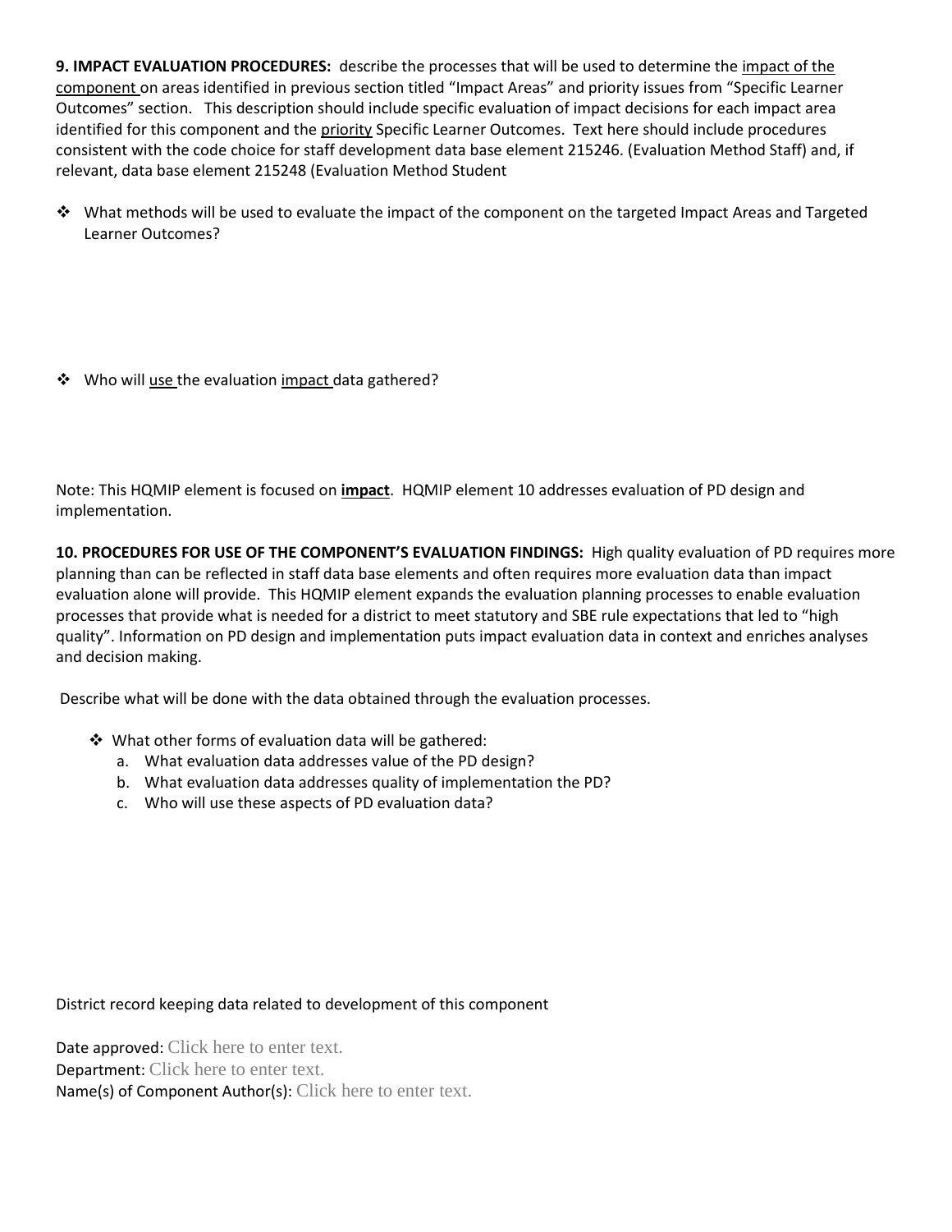**9. IMPACT EVALUATION PROCEDURES:** describe the processes that will be used to determine the impact of the component on areas identified in previous section titled "Impact Areas" and priority issues from "Specific Learner Outcomes" section. This description should include specific evaluation of impact decisions for each impact area identified for this component and the priority Specific Learner Outcomes. Text here should include procedures consistent with the code choice for staff development data base element 215246. (Evaluation Method Staff) and, if relevant, data base element 215248 (Evaluation Method Student

- What methods will be used to evaluate the impact of the component on the targeted Impact Areas and Targeted Learner Outcomes?

- Who will use the evaluation impact data gathered?

Note: This HQMIP element is focused on **impact**. HQMIP element 10 addresses evaluation of PD design and implementation.

**10. PROCEDURES FOR USE OF THE COMPONENT'S EVALUATION FINDINGS:** High quality evaluation of PD requires more planning than can be reflected in staff data base elements and often requires more evaluation data than impact evaluation alone will provide. This HQMIP element expands the evaluation planning processes to enable evaluation processes that provide what is needed for a district to meet statutory and SBE rule expectations that led to "high quality". Information on PD design and implementation puts impact evaluation data in context and enriches analyses and decision making.

Describe what will be done with the data obtained through the evaluation processes.

- What other forms of evaluation data will be gathered:
  a. What evaluation data addresses value of the PD design?
  b. What evaluation data addresses quality of implementation the PD?
  c. Who will use these aspects of PD evaluation data?

District record keeping data related to development of this component

Date approved: Click here to enter text.
Department: Click here to enter text.
Name(s) of Component Author(s): Click here to enter text.